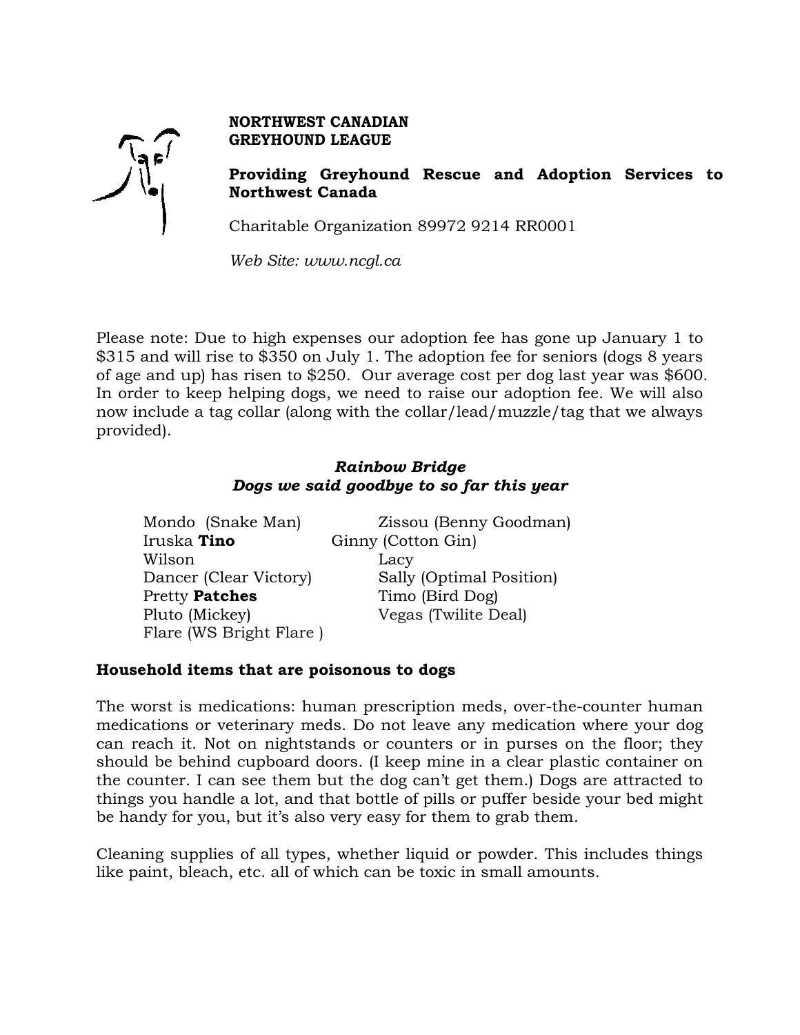**NORTHWEST CANADIAN GREYHOUND LEAGUE**

**Providing Greyhound Rescue and Adoption Services to Northwest Canada**

Charitable Organization 89972 9214 RR0001

*Web Site: www.ncgl.ca*

Please note: Due to high expenses our adoption fee has gone up January 1 to $315 and will rise to $350 on July 1. The adoption fee for seniors (dogs 8 years of age and up) has risen to $250. Our average cost per dog last year was $600. In order to keep helping dogs, we need to raise our adoption fee. We will also now include a tag collar (along with the collar/lead/muzzle/tag that we always provided).

### *Rainbow Bridge*
### *Dogs we said goodbye to so far this year*

Mondo (Snake Man)
Zissou (Benny Goodman)
Iruska **Tino**
Ginny (Cotton Gin)
Wilson
Lacy
Dancer (Clear Victory)
Sally (Optimal Position)
Pretty **Patches**
Timo (Bird Dog)
Pluto (Mickey)
Vegas (Twilite Deal)
Flare (WS Bright Flare )

## Household items that are poisonous to dogs

The worst is medications: human prescription meds, over-the-counter human medications or veterinary meds. Do not leave any medication where your dog can reach it. Not on nightstands or counters or in purses on the floor; they should be behind cupboard doors. (I keep mine in a clear plastic container on the counter. I can see them but the dog can't get them.) Dogs are attracted to things you handle a lot, and that bottle of pills or puffer beside your bed might be handy for you, but it's also very easy for them to grab them.

Cleaning supplies of all types, whether liquid or powder. This includes things like paint, bleach, etc. all of which can be toxic in small amounts.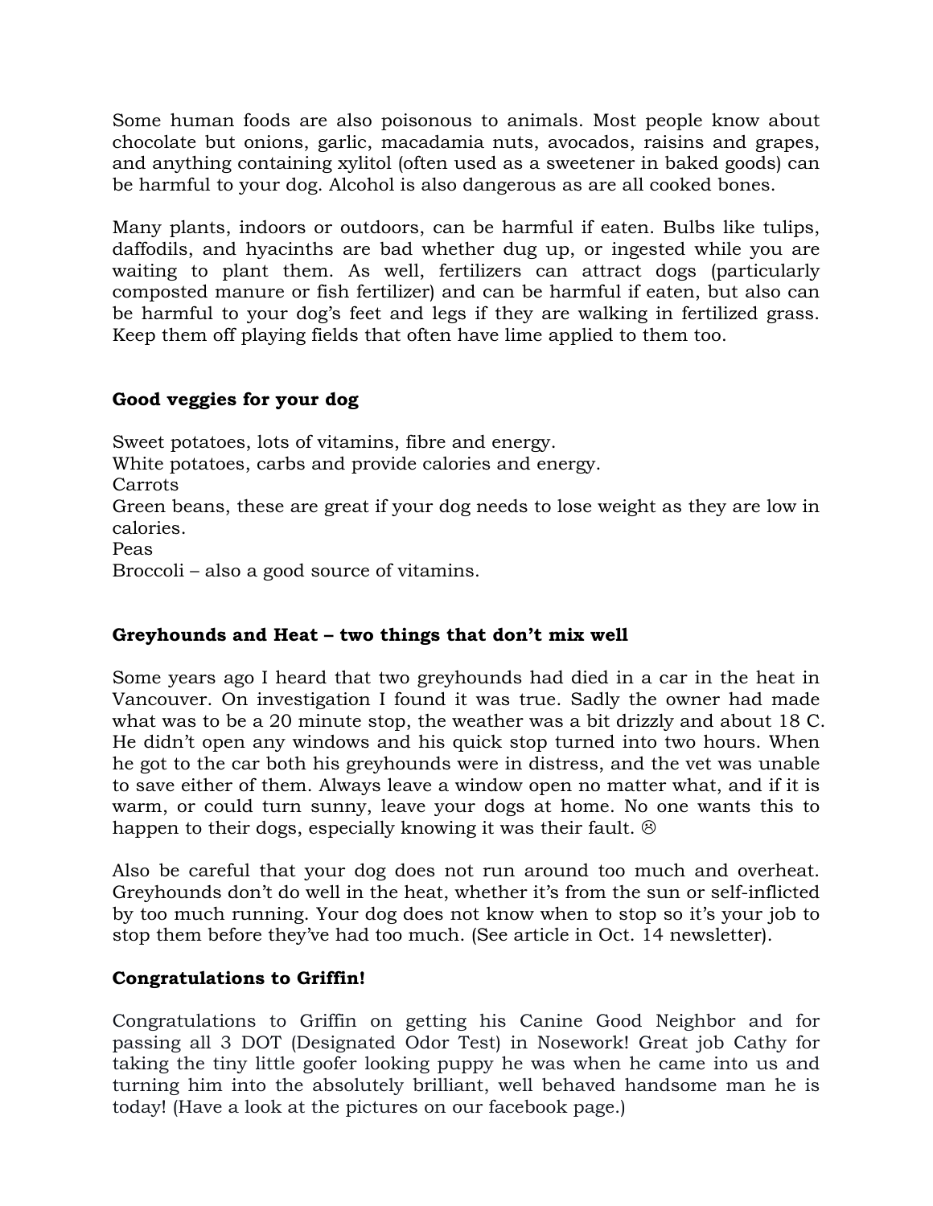Some human foods are also poisonous to animals. Most people know about chocolate but onions, garlic, macadamia nuts, avocados, raisins and grapes, and anything containing xylitol (often used as a sweetener in baked goods) can be harmful to your dog. Alcohol is also dangerous as are all cooked bones.

Many plants, indoors or outdoors, can be harmful if eaten. Bulbs like tulips, daffodils, and hyacinths are bad whether dug up, or ingested while you are waiting to plant them. As well, fertilizers can attract dogs (particularly composted manure or fish fertilizer) and can be harmful if eaten, but also can be harmful to your dog's feet and legs if they are walking in fertilized grass. Keep them off playing fields that often have lime applied to them too.

**Good veggies for your dog**

Sweet potatoes, lots of vitamins, fibre and energy.
White potatoes, carbs and provide calories and energy.
Carrots
Green beans, these are great if your dog needs to lose weight as they are low in calories.
Peas
Broccoli – also a good source of vitamins.

**Greyhounds and Heat – two things that don't mix well**

Some years ago I heard that two greyhounds had died in a car in the heat in Vancouver. On investigation I found it was true. Sadly the owner had made what was to be a 20 minute stop, the weather was a bit drizzly and about 18 C. He didn't open any windows and his quick stop turned into two hours. When he got to the car both his greyhounds were in distress, and the vet was unable to save either of them. Always leave a window open no matter what, and if it is warm, or could turn sunny, leave your dogs at home. No one wants this to happen to their dogs, especially knowing it was their fault. ☹

Also be careful that your dog does not run around too much and overheat. Greyhounds don't do well in the heat, whether it's from the sun or self-inflicted by too much running. Your dog does not know when to stop so it's your job to stop them before they've had too much. (See article in Oct. 14 newsletter).

**Congratulations to Griffin!**

Congratulations to Griffin on getting his Canine Good Neighbor and for passing all 3 DOT (Designated Odor Test) in Nosework! Great job Cathy for taking the tiny little goofer looking puppy he was when he came into us and turning him into the absolutely brilliant, well behaved handsome man he is today! (Have a look at the pictures on our facebook page.)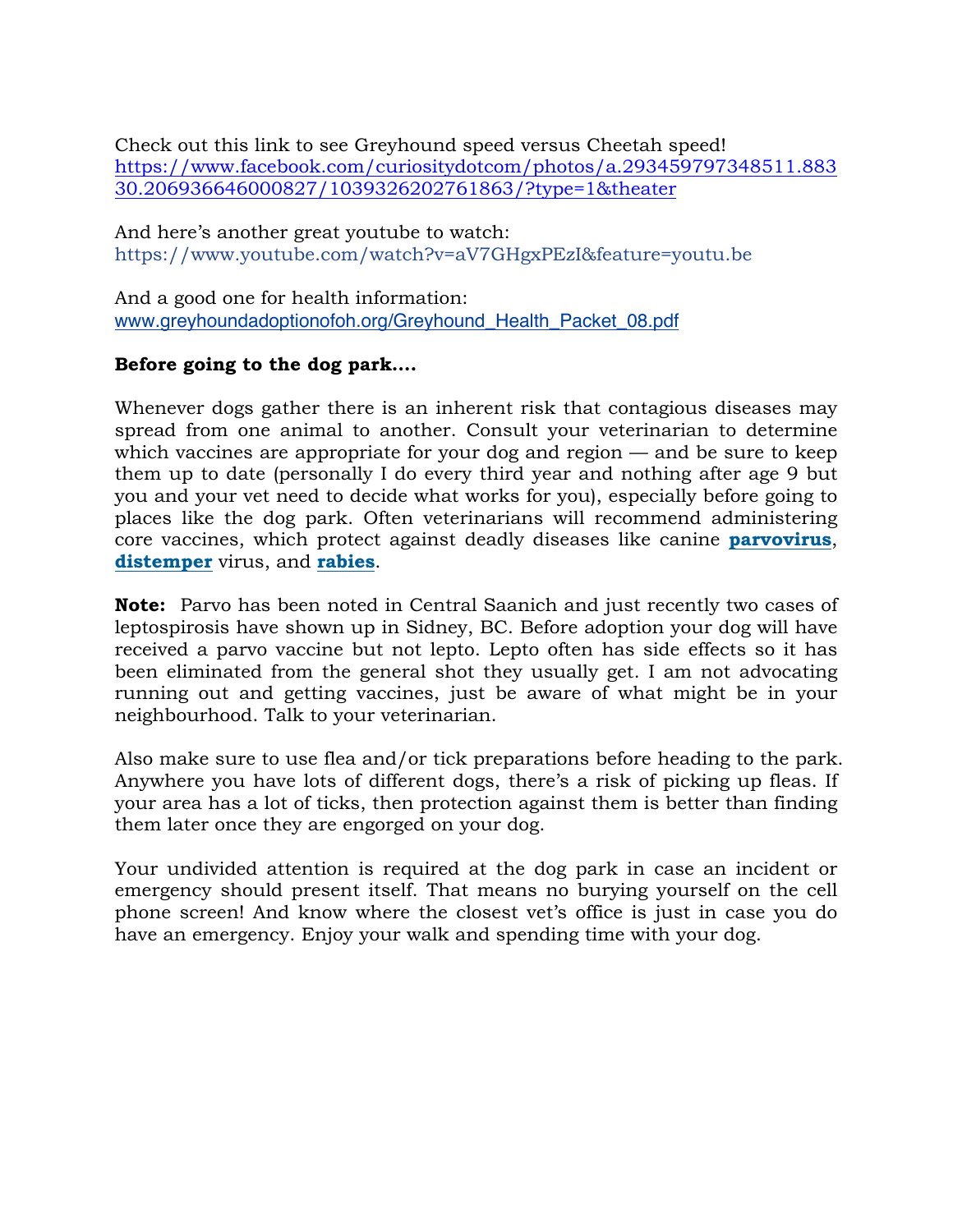Check out this link to see Greyhound speed versus Cheetah speed!
[https://www.facebook.com/curiositydotcom/photos/a.293459797348511.88330.206936646000827/1039326202761863/?type=1&theater](https://www.facebook.com/curiositydotcom/photos/a.293459797348511.88330.206936646000827/1039326202761863/?type=1&theater)

And here's another great youtube to watch:
https://www.youtube.com/watch?v=aV7GHgxPEzI&feature=youtu.be

And a good one for health information:
[www.greyhoundadoptionofoh.org/Greyhound_Health_Packet_08.pdf](www.greyhoundadoptionofoh.org/Greyhound_Health_Packet_08.pdf)

**Before going to the dog park….**

Whenever dogs gather there is an inherent risk that contagious diseases may spread from one animal to another. Consult your veterinarian to determine which vaccines are appropriate for your dog and region — and be sure to keep them up to date (personally I do every third year and nothing after age 9 but you and your vet need to decide what works for you), especially before going to places like the dog park. Often veterinarians will recommend administering core vaccines, which protect against deadly diseases like canine **parvovirus**, **distemper** virus, and **rabies**.

**Note:** Parvo has been noted in Central Saanich and just recently two cases of leptospirosis have shown up in Sidney, BC. Before adoption your dog will have received a parvo vaccine but not lepto. Lepto often has side effects so it has been eliminated from the general shot they usually get. I am not advocating running out and getting vaccines, just be aware of what might be in your neighbourhood. Talk to your veterinarian.

Also make sure to use flea and/or tick preparations before heading to the park. Anywhere you have lots of different dogs, there's a risk of picking up fleas. If your area has a lot of ticks, then protection against them is better than finding them later once they are engorged on your dog.

Your undivided attention is required at the dog park in case an incident or emergency should present itself. That means no burying yourself on the cell phone screen! And know where the closest vet's office is just in case you do have an emergency. Enjoy your walk and spending time with your dog.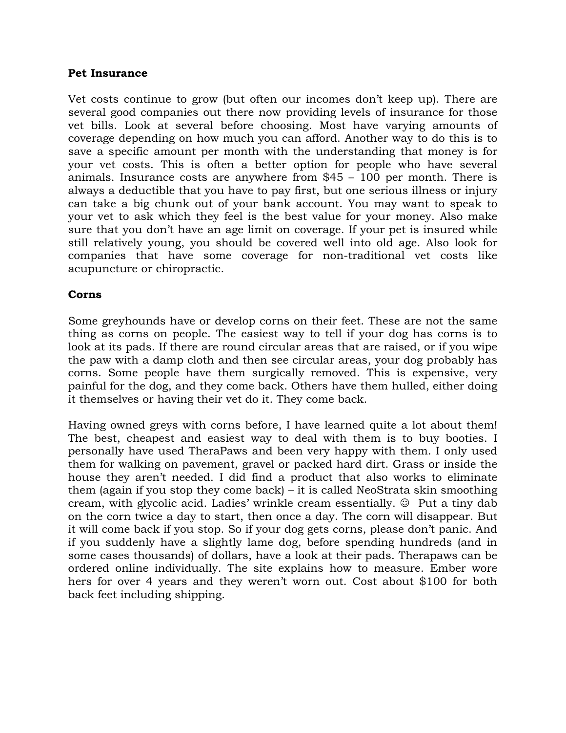**Pet Insurance**

Vet costs continue to grow (but often our incomes don't keep up). There are several good companies out there now providing levels of insurance for those vet bills. Look at several before choosing. Most have varying amounts of coverage depending on how much you can afford. Another way to do this is to save a specific amount per month with the understanding that money is for your vet costs. This is often a better option for people who have several animals. Insurance costs are anywhere from $45 – 100 per month. There is always a deductible that you have to pay first, but one serious illness or injury can take a big chunk out of your bank account. You may want to speak to your vet to ask which they feel is the best value for your money. Also make sure that you don't have an age limit on coverage. If your pet is insured while still relatively young, you should be covered well into old age. Also look for companies that have some coverage for non-traditional vet costs like acupuncture or chiropractic.

**Corns**

Some greyhounds have or develop corns on their feet. These are not the same thing as corns on people. The easiest way to tell if your dog has corns is to look at its pads. If there are round circular areas that are raised, or if you wipe the paw with a damp cloth and then see circular areas, your dog probably has corns. Some people have them surgically removed. This is expensive, very painful for the dog, and they come back. Others have them hulled, either doing it themselves or having their vet do it. They come back.

Having owned greys with corns before, I have learned quite a lot about them! The best, cheapest and easiest way to deal with them is to buy booties. I personally have used TheraPaws and been very happy with them. I only used them for walking on pavement, gravel or packed hard dirt. Grass or inside the house they aren't needed. I did find a product that also works to eliminate them (again if you stop they come back) – it is called NeoStrata skin smoothing cream, with glycolic acid. Ladies' wrinkle cream essentially. ☺ Put a tiny dab on the corn twice a day to start, then once a day. The corn will disappear. But it will come back if you stop. So if your dog gets corns, please don't panic. And if you suddenly have a slightly lame dog, before spending hundreds (and in some cases thousands) of dollars, have a look at their pads. Therapaws can be ordered online individually. The site explains how to measure. Ember wore hers for over 4 years and they weren't worn out. Cost about $100 for both back feet including shipping.